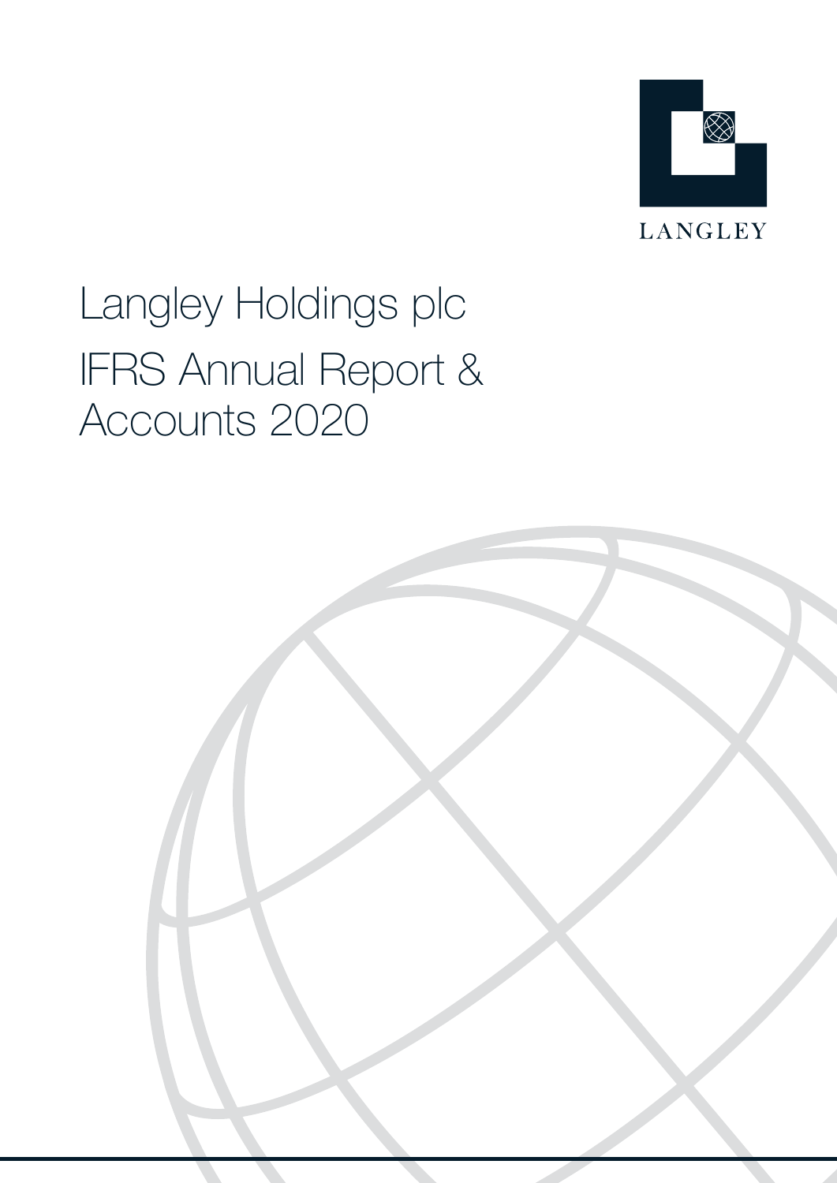LANGLEY

# Langley Holdings plc

# IFRS Annual Report & Accounts 2020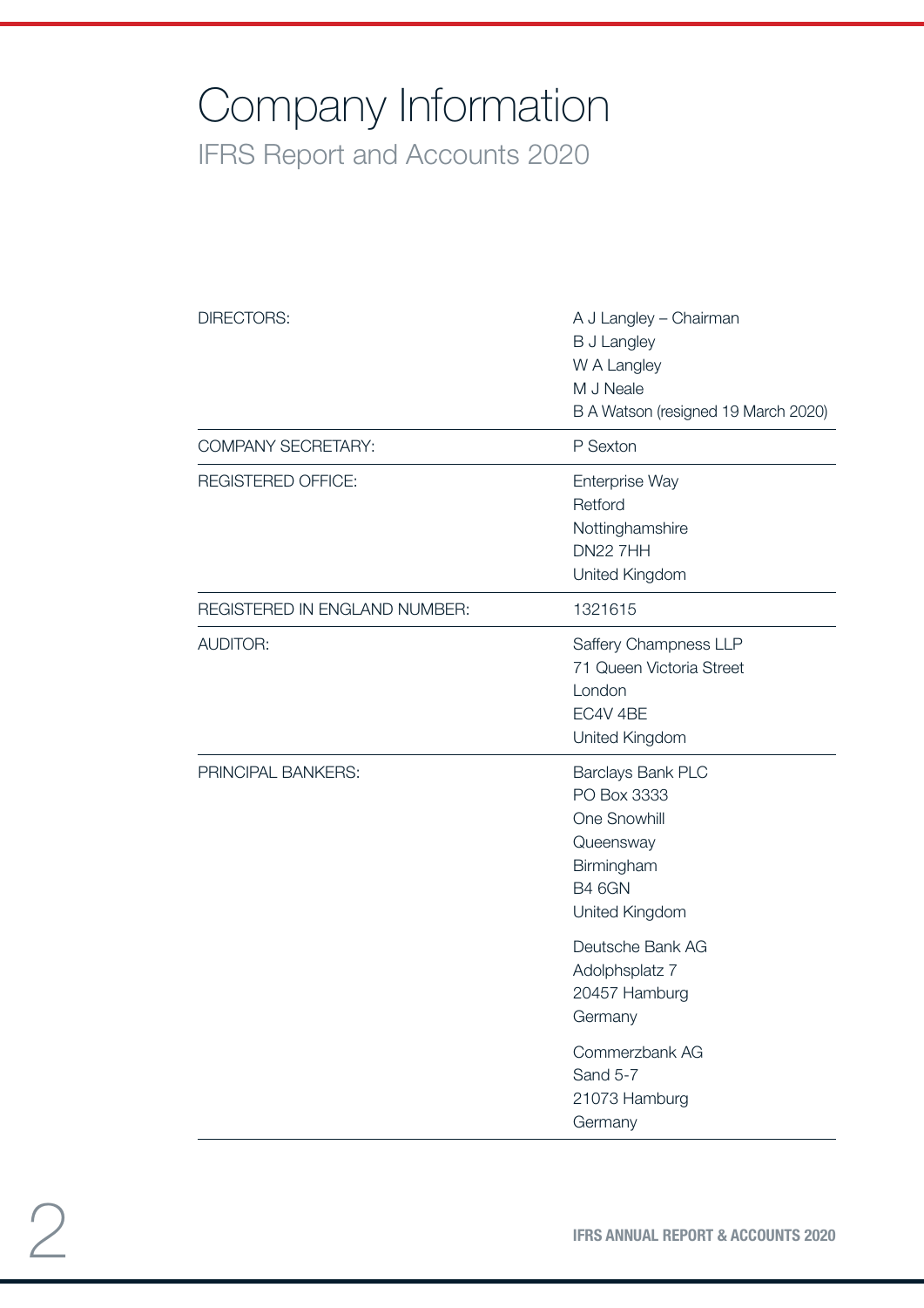# Company Information

## IFRS Report and Accounts 2020

| | |
|---|---|
| DIRECTORS: | A J Langley – Chairman<br>B J Langley<br>W A Langley<br>M J Neale<br>B A Watson (resigned 19 March 2020) |
| COMPANY SECRETARY: | P Sexton |
| REGISTERED OFFICE: | Enterprise Way<br>Retford<br>Nottinghamshire<br>DN22 7HH<br>United Kingdom |
| REGISTERED IN ENGLAND NUMBER: | 1321615 |
| AUDITOR: | Saffery Champness LLP<br>71 Queen Victoria Street<br>London<br>EC4V 4BE<br>United Kingdom |
| PRINCIPAL BANKERS: | Barclays Bank PLC<br>PO Box 3333<br>One Snowhill<br>Queensway<br>Birmingham<br>B4 6GN<br>United Kingdom<br><br>Deutsche Bank AG<br>Adolphsplatz 7<br>20457 Hamburg<br>Germany<br><br>Commerzbank AG<br>Sand 5-7<br>21073 Hamburg<br>Germany |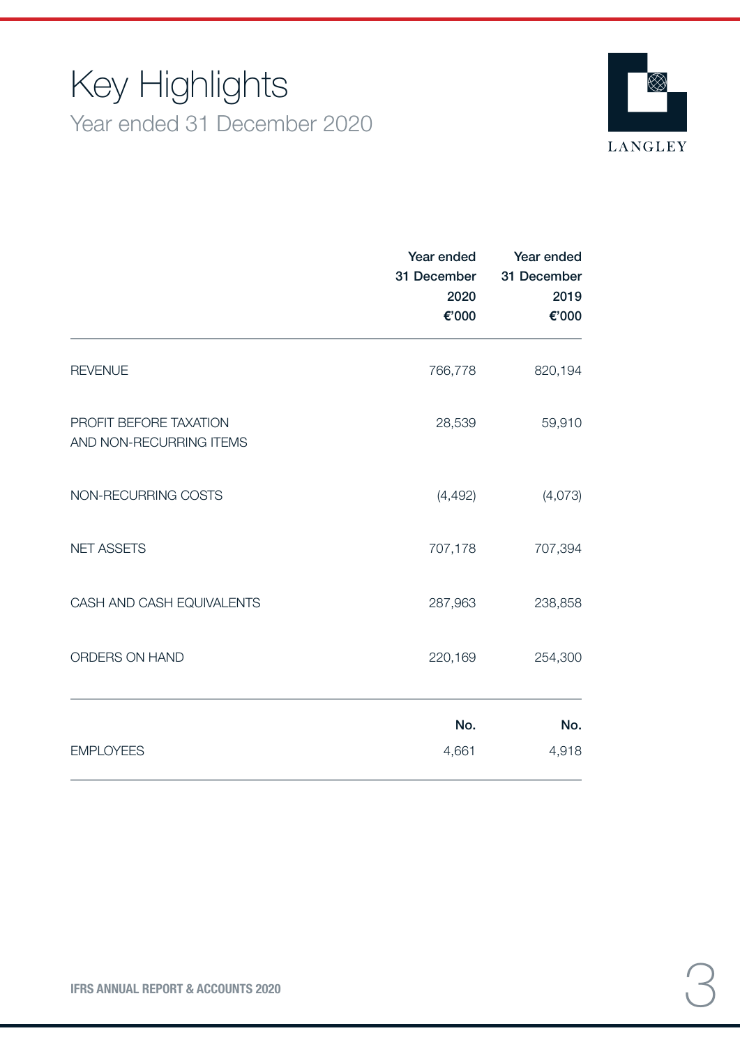# Key Highlights

## Year ended 31 December 2020

LANGLEY

| | Year ended 31 December 2020 €'000 | Year ended 31 December 2019 €'000 |
|---|---|---|
| REVENUE | 766,778 | 820,194 |
| PROFIT BEFORE TAXATION AND NON-RECURRING ITEMS | 28,539 | 59,910 |
| NON-RECURRING COSTS | (4,492) | (4,073) |
| NET ASSETS | 707,178 | 707,394 |
| CASH AND CASH EQUIVALENTS | 287,963 | 238,858 |
| ORDERS ON HAND | 220,169 | 254,300 |
| | **No.** | **No.** |
| EMPLOYEES | 4,661 | 4,918 |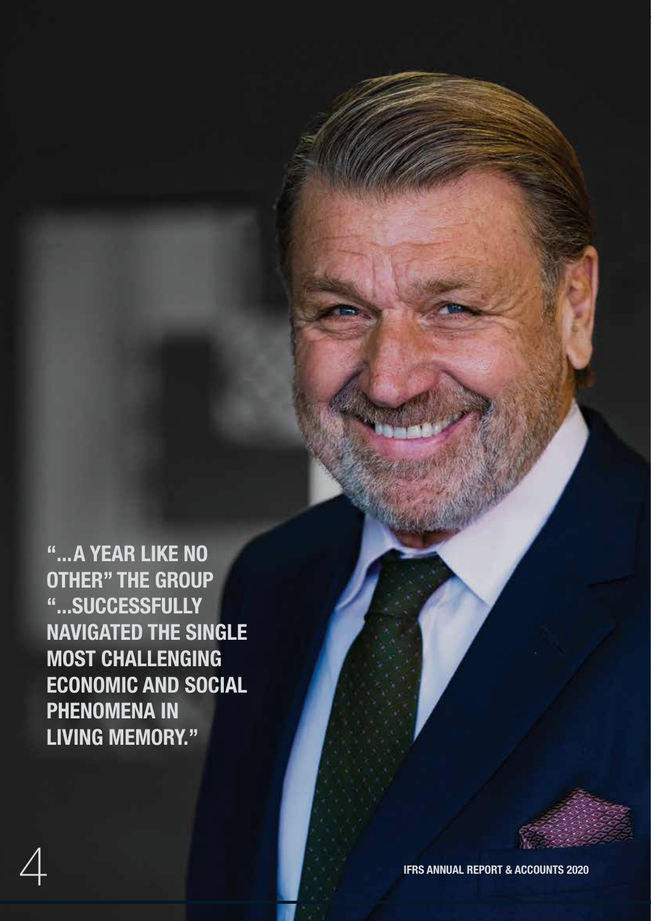**"...A YEAR LIKE NO OTHER" THE GROUP "...SUCCESSFULLY NAVIGATED THE SINGLE MOST CHALLENGING ECONOMIC AND SOCIAL PHENOMENA IN LIVING MEMORY."**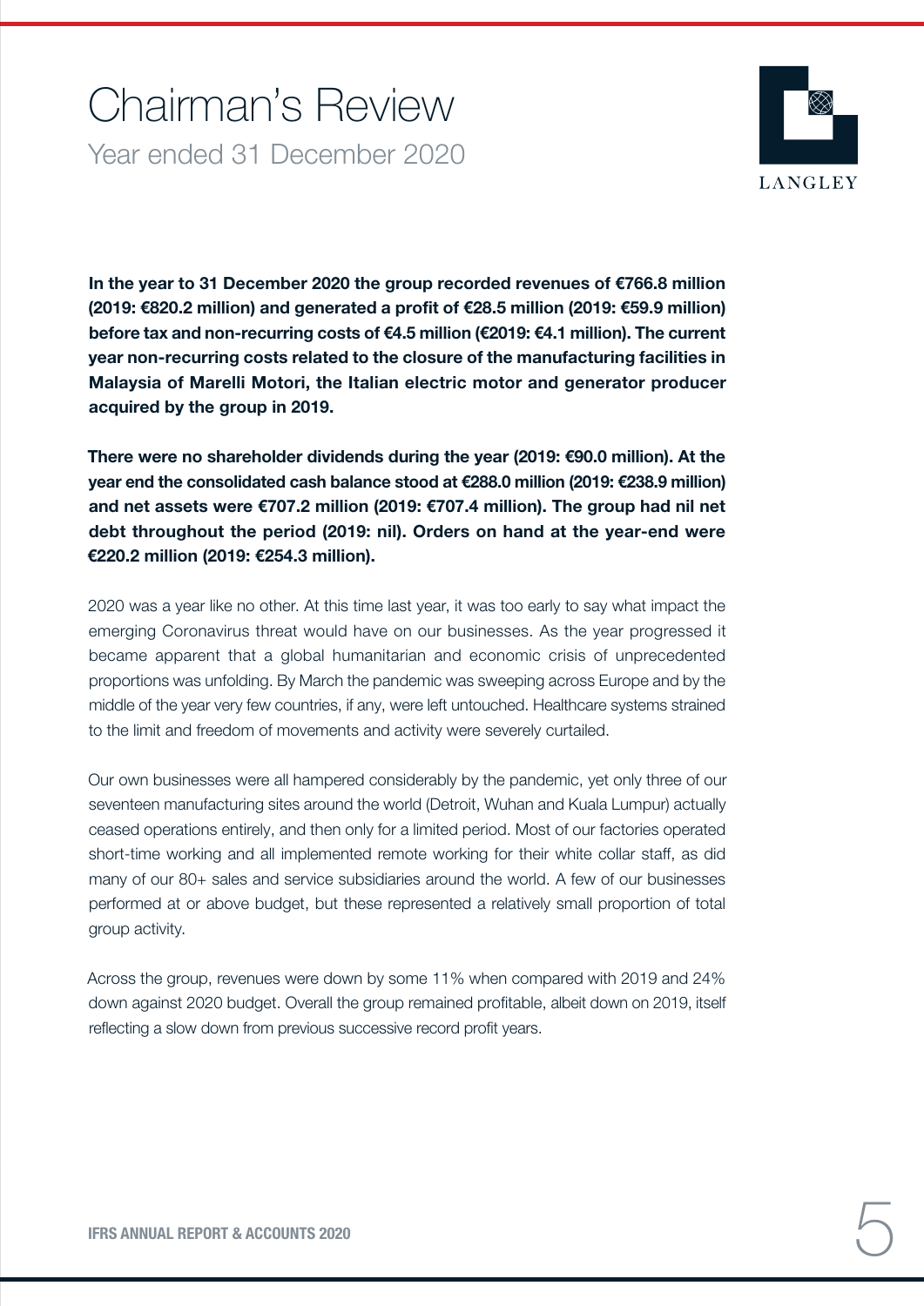# Chairman's Review

## Year ended 31 December 2020

**In the year to 31 December 2020 the group recorded revenues of €766.8 million (2019: €820.2 million) and generated a profit of €28.5 million (2019: €59.9 million) before tax and non-recurring costs of €4.5 million (€2019: €4.1 million). The current year non-recurring costs related to the closure of the manufacturing facilities in Malaysia of Marelli Motori, the Italian electric motor and generator producer acquired by the group in 2019.**

**There were no shareholder dividends during the year (2019: €90.0 million). At the year end the consolidated cash balance stood at €288.0 million (2019: €238.9 million) and net assets were €707.2 million (2019: €707.4 million). The group had nil net debt throughout the period (2019: nil). Orders on hand at the year-end were €220.2 million (2019: €254.3 million).**

2020 was a year like no other. At this time last year, it was too early to say what impact the emerging Coronavirus threat would have on our businesses. As the year progressed it became apparent that a global humanitarian and economic crisis of unprecedented proportions was unfolding. By March the pandemic was sweeping across Europe and by the middle of the year very few countries, if any, were left untouched. Healthcare systems strained to the limit and freedom of movements and activity were severely curtailed.

Our own businesses were all hampered considerably by the pandemic, yet only three of our seventeen manufacturing sites around the world (Detroit, Wuhan and Kuala Lumpur) actually ceased operations entirely, and then only for a limited period. Most of our factories operated short-time working and all implemented remote working for their white collar staff, as did many of our 80+ sales and service subsidiaries around the world. A few of our businesses performed at or above budget, but these represented a relatively small proportion of total group activity.

Across the group, revenues were down by some 11% when compared with 2019 and 24% down against 2020 budget. Overall the group remained profitable, albeit down on 2019, itself reflecting a slow down from previous successive record profit years.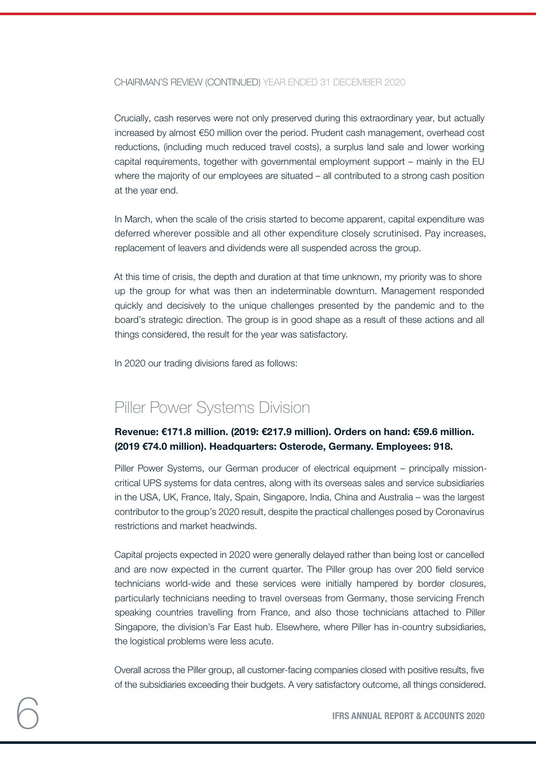Crucially, cash reserves were not only preserved during this extraordinary year, but actually increased by almost €50 million over the period. Prudent cash management, overhead cost reductions, (including much reduced travel costs), a surplus land sale and lower working capital requirements, together with governmental employment support – mainly in the EU where the majority of our employees are situated – all contributed to a strong cash position at the year end.

In March, when the scale of the crisis started to become apparent, capital expenditure was deferred wherever possible and all other expenditure closely scrutinised. Pay increases, replacement of leavers and dividends were all suspended across the group.

At this time of crisis, the depth and duration at that time unknown, my priority was to shore up the group for what was then an indeterminable downturn. Management responded quickly and decisively to the unique challenges presented by the pandemic and to the board's strategic direction. The group is in good shape as a result of these actions and all things considered, the result for the year was satisfactory.

In 2020 our trading divisions fared as follows:

## Piller Power Systems Division

**Revenue: €171.8 million. (2019: €217.9 million). Orders on hand: €59.6 million. (2019 €74.0 million). Headquarters: Osterode, Germany. Employees: 918.**

Piller Power Systems, our German producer of electrical equipment – principally mission-critical UPS systems for data centres, along with its overseas sales and service subsidiaries in the USA, UK, France, Italy, Spain, Singapore, India, China and Australia – was the largest contributor to the group's 2020 result, despite the practical challenges posed by Coronavirus restrictions and market headwinds.

Capital projects expected in 2020 were generally delayed rather than being lost or cancelled and are now expected in the current quarter. The Piller group has over 200 field service technicians world-wide and these services were initially hampered by border closures, particularly technicians needing to travel overseas from Germany, those servicing French speaking countries travelling from France, and also those technicians attached to Piller Singapore, the division's Far East hub. Elsewhere, where Piller has in-country subsidiaries, the logistical problems were less acute.

Overall across the Piller group, all customer-facing companies closed with positive results, five of the subsidiaries exceeding their budgets. A very satisfactory outcome, all things considered.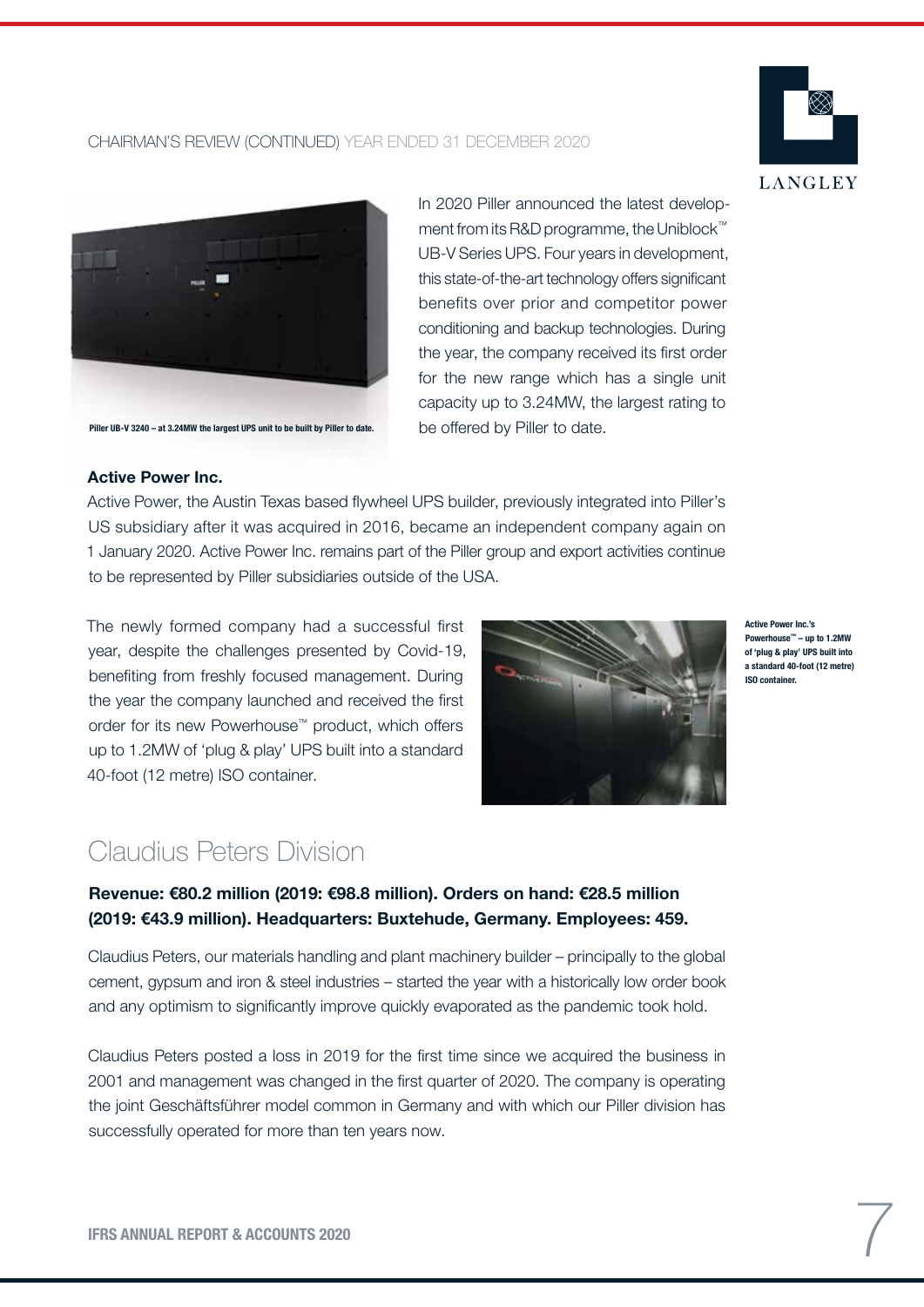Piller UB-V 3240 – at 3.24MW the largest UPS unit to be built by Piller to date.

In 2020 Piller announced the latest development from its R&D programme, the Uniblock™ UB-V Series UPS. Four years in development, this state-of-the-art technology offers significant benefits over prior and competitor power conditioning and backup technologies. During the year, the company received its first order for the new range which has a single unit capacity up to 3.24MW, the largest rating to be offered by Piller to date.

**Active Power Inc.**

Active Power, the Austin Texas based flywheel UPS builder, previously integrated into Piller's US subsidiary after it was acquired in 2016, became an independent company again on 1 January 2020. Active Power Inc. remains part of the Piller group and export activities continue to be represented by Piller subsidiaries outside of the USA.

The newly formed company had a successful first year, despite the challenges presented by Covid-19, benefiting from freshly focused management. During the year the company launched and received the first order for its new Powerhouse™ product, which offers up to 1.2MW of 'plug & play' UPS built into a standard 40-foot (12 metre) ISO container.

Active Power Inc.'s Powerhouse™ – up to 1.2MW of 'plug & play' UPS built into a standard 40-foot (12 metre) ISO container.

## Claudius Peters Division

**Revenue: €80.2 million (2019: €98.8 million). Orders on hand: €28.5 million (2019: €43.9 million). Headquarters: Buxtehude, Germany. Employees: 459.**

Claudius Peters, our materials handling and plant machinery builder – principally to the global cement, gypsum and iron & steel industries – started the year with a historically low order book and any optimism to significantly improve quickly evaporated as the pandemic took hold.

Claudius Peters posted a loss in 2019 for the first time since we acquired the business in 2001 and management was changed in the first quarter of 2020. The company is operating the joint Geschäftsführer model common in Germany and with which our Piller division has successfully operated for more than ten years now.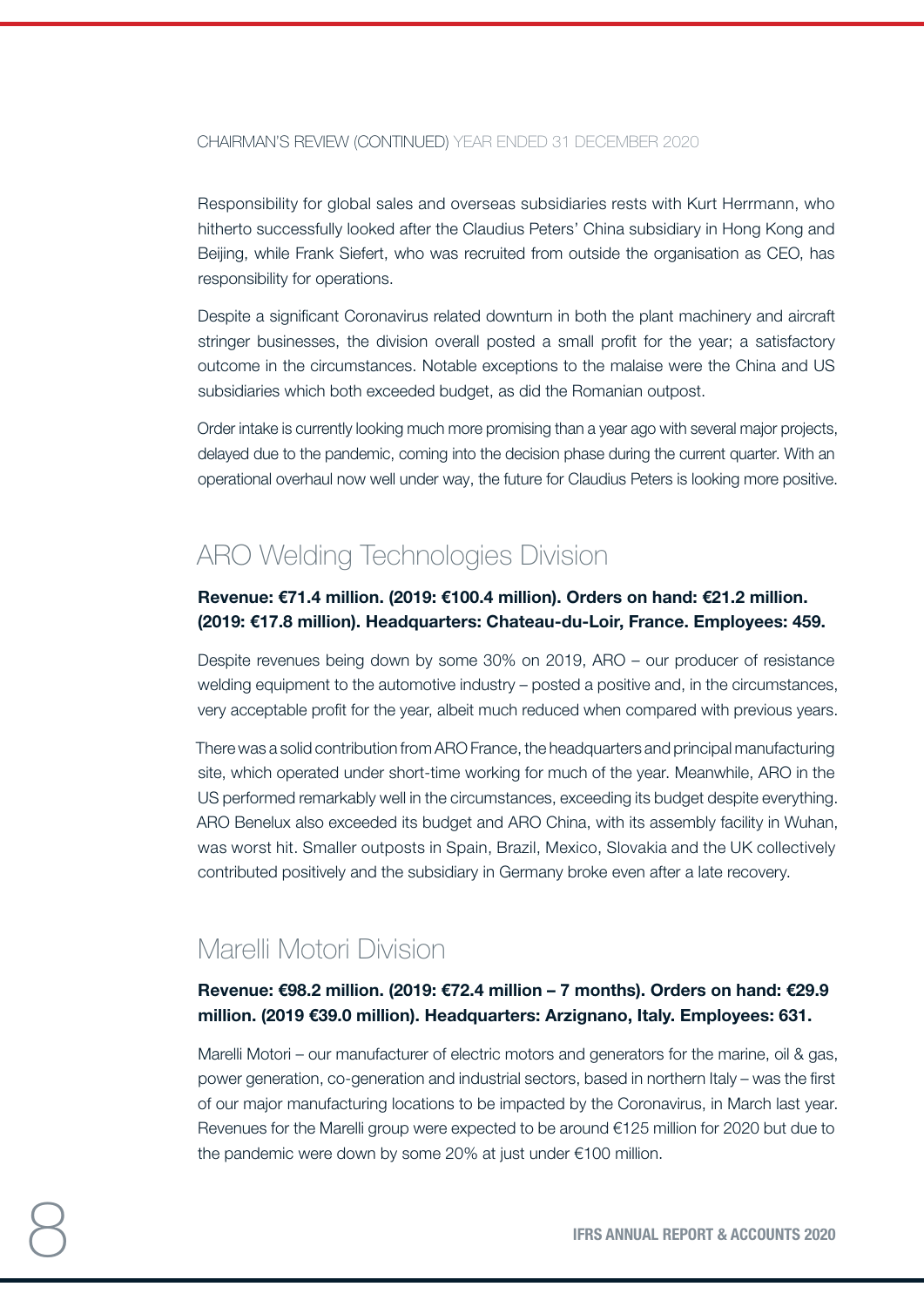Responsibility for global sales and overseas subsidiaries rests with Kurt Herrmann, who hitherto successfully looked after the Claudius Peters' China subsidiary in Hong Kong and Beijing, while Frank Siefert, who was recruited from outside the organisation as CEO, has responsibility for operations.

Despite a significant Coronavirus related downturn in both the plant machinery and aircraft stringer businesses, the division overall posted a small profit for the year; a satisfactory outcome in the circumstances. Notable exceptions to the malaise were the China and US subsidiaries which both exceeded budget, as did the Romanian outpost.

Order intake is currently looking much more promising than a year ago with several major projects, delayed due to the pandemic, coming into the decision phase during the current quarter. With an operational overhaul now well under way, the future for Claudius Peters is looking more positive.

## ARO Welding Technologies Division

**Revenue: €71.4 million. (2019: €100.4 million). Orders on hand: €21.2 million. (2019: €17.8 million). Headquarters: Chateau-du-Loir, France. Employees: 459.**

Despite revenues being down by some 30% on 2019, ARO – our producer of resistance welding equipment to the automotive industry – posted a positive and, in the circumstances, very acceptable profit for the year, albeit much reduced when compared with previous years.

There was a solid contribution from ARO France, the headquarters and principal manufacturing site, which operated under short-time working for much of the year. Meanwhile, ARO in the US performed remarkably well in the circumstances, exceeding its budget despite everything. ARO Benelux also exceeded its budget and ARO China, with its assembly facility in Wuhan, was worst hit. Smaller outposts in Spain, Brazil, Mexico, Slovakia and the UK collectively contributed positively and the subsidiary in Germany broke even after a late recovery.

## Marelli Motori Division

**Revenue: €98.2 million. (2019: €72.4 million – 7 months). Orders on hand: €29.9 million. (2019 €39.0 million). Headquarters: Arzignano, Italy. Employees: 631.**

Marelli Motori – our manufacturer of electric motors and generators for the marine, oil & gas, power generation, co-generation and industrial sectors, based in northern Italy – was the first of our major manufacturing locations to be impacted by the Coronavirus, in March last year. Revenues for the Marelli group were expected to be around €125 million for 2020 but due to the pandemic were down by some 20% at just under €100 million.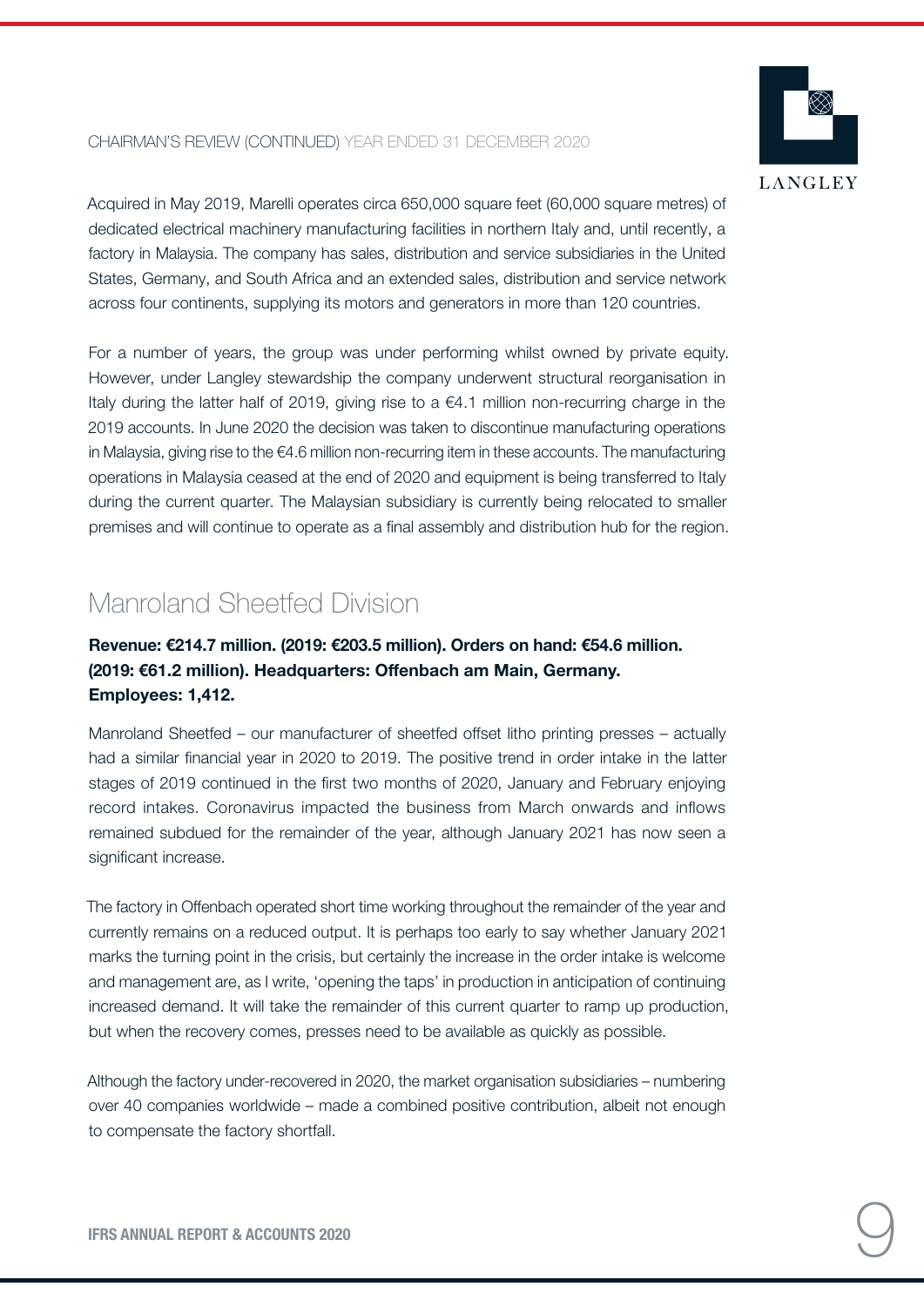Acquired in May 2019, Marelli operates circa 650,000 square feet (60,000 square metres) of dedicated electrical machinery manufacturing facilities in northern Italy and, until recently, a factory in Malaysia. The company has sales, distribution and service subsidiaries in the United States, Germany, and South Africa and an extended sales, distribution and service network across four continents, supplying its motors and generators in more than 120 countries.

For a number of years, the group was under performing whilst owned by private equity. However, under Langley stewardship the company underwent structural reorganisation in Italy during the latter half of 2019, giving rise to a €4.1 million non-recurring charge in the 2019 accounts. In June 2020 the decision was taken to discontinue manufacturing operations in Malaysia, giving rise to the €4.6 million non-recurring item in these accounts. The manufacturing operations in Malaysia ceased at the end of 2020 and equipment is being transferred to Italy during the current quarter. The Malaysian subsidiary is currently being relocated to smaller premises and will continue to operate as a final assembly and distribution hub for the region.

## Manroland Sheetfed Division

**Revenue: €214.7 million. (2019: €203.5 million). Orders on hand: €54.6 million. (2019: €61.2 million). Headquarters: Offenbach am Main, Germany. Employees: 1,412.**

Manroland Sheetfed – our manufacturer of sheetfed offset litho printing presses – actually had a similar financial year in 2020 to 2019. The positive trend in order intake in the latter stages of 2019 continued in the first two months of 2020, January and February enjoying record intakes. Coronavirus impacted the business from March onwards and inflows remained subdued for the remainder of the year, although January 2021 has now seen a significant increase.

The factory in Offenbach operated short time working throughout the remainder of the year and currently remains on a reduced output. It is perhaps too early to say whether January 2021 marks the turning point in the crisis, but certainly the increase in the order intake is welcome and management are, as I write, 'opening the taps' in production in anticipation of continuing increased demand. It will take the remainder of this current quarter to ramp up production, but when the recovery comes, presses need to be available as quickly as possible.

Although the factory under-recovered in 2020, the market organisation subsidiaries – numbering over 40 companies worldwide – made a combined positive contribution, albeit not enough to compensate the factory shortfall.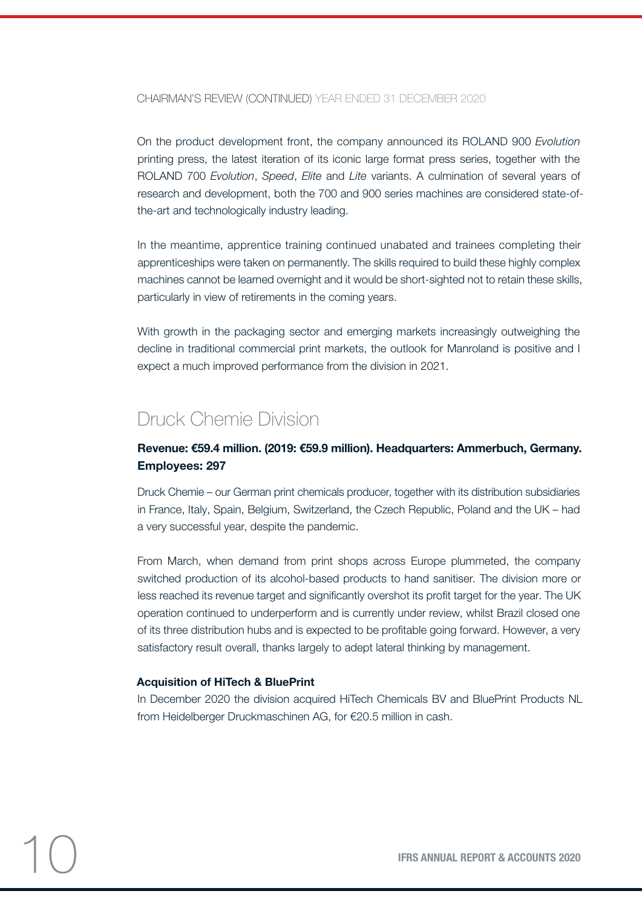On the product development front, the company announced its ROLAND 900 *Evolution* printing press, the latest iteration of its iconic large format press series, together with the ROLAND 700 *Evolution*, *Speed*, *Elite* and *Lite* variants. A culmination of several years of research and development, both the 700 and 900 series machines are considered state-of-the-art and technologically industry leading.

In the meantime, apprentice training continued unabated and trainees completing their apprenticeships were taken on permanently. The skills required to build these highly complex machines cannot be learned overnight and it would be short-sighted not to retain these skills, particularly in view of retirements in the coming years.

With growth in the packaging sector and emerging markets increasingly outweighing the decline in traditional commercial print markets, the outlook for Manroland is positive and I expect a much improved performance from the division in 2021.

## Druck Chemie Division

**Revenue: €59.4 million. (2019: €59.9 million). Headquarters: Ammerbuch, Germany. Employees: 297**

Druck Chemie – our German print chemicals producer, together with its distribution subsidiaries in France, Italy, Spain, Belgium, Switzerland, the Czech Republic, Poland and the UK – had a very successful year, despite the pandemic.

From March, when demand from print shops across Europe plummeted, the company switched production of its alcohol-based products to hand sanitiser. The division more or less reached its revenue target and significantly overshot its profit target for the year. The UK operation continued to underperform and is currently under review, whilst Brazil closed one of its three distribution hubs and is expected to be profitable going forward. However, a very satisfactory result overall, thanks largely to adept lateral thinking by management.

### Acquisition of HiTech & BluePrint

In December 2020 the division acquired HiTech Chemicals BV and BluePrint Products NL from Heidelberger Druckmaschinen AG, for €20.5 million in cash.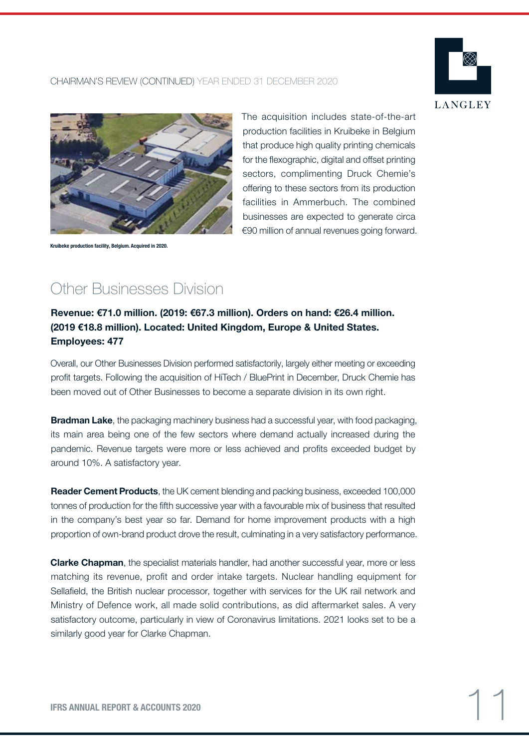The acquisition includes state-of-the-art production facilities in Kruibeke in Belgium that produce high quality printing chemicals for the flexographic, digital and offset printing sectors, complimenting Druck Chemie's offering to these sectors from its production facilities in Ammerbuch. The combined businesses are expected to generate circa €90 million of annual revenues going forward.

**Kruibeke production facility, Belgium. Acquired in 2020.**

## Other Businesses Division

**Revenue: €71.0 million. (2019: €67.3 million). Orders on hand: €26.4 million. (2019 €18.8 million). Located: United Kingdom, Europe & United States. Employees: 477**

Overall, our Other Businesses Division performed satisfactorily, largely either meeting or exceeding profit targets. Following the acquisition of HiTech / BluePrint in December, Druck Chemie has been moved out of Other Businesses to become a separate division in its own right.

**Bradman Lake**, the packaging machinery business had a successful year, with food packaging, its main area being one of the few sectors where demand actually increased during the pandemic. Revenue targets were more or less achieved and profits exceeded budget by around 10%. A satisfactory year.

**Reader Cement Products**, the UK cement blending and packing business, exceeded 100,000 tonnes of production for the fifth successive year with a favourable mix of business that resulted in the company's best year so far. Demand for home improvement products with a high proportion of own-brand product drove the result, culminating in a very satisfactory performance.

**Clarke Chapman**, the specialist materials handler, had another successful year, more or less matching its revenue, profit and order intake targets. Nuclear handling equipment for Sellafield, the British nuclear processor, together with services for the UK rail network and Ministry of Defence work, all made solid contributions, as did aftermarket sales. A very satisfactory outcome, particularly in view of Coronavirus limitations. 2021 looks set to be a similarly good year for Clarke Chapman.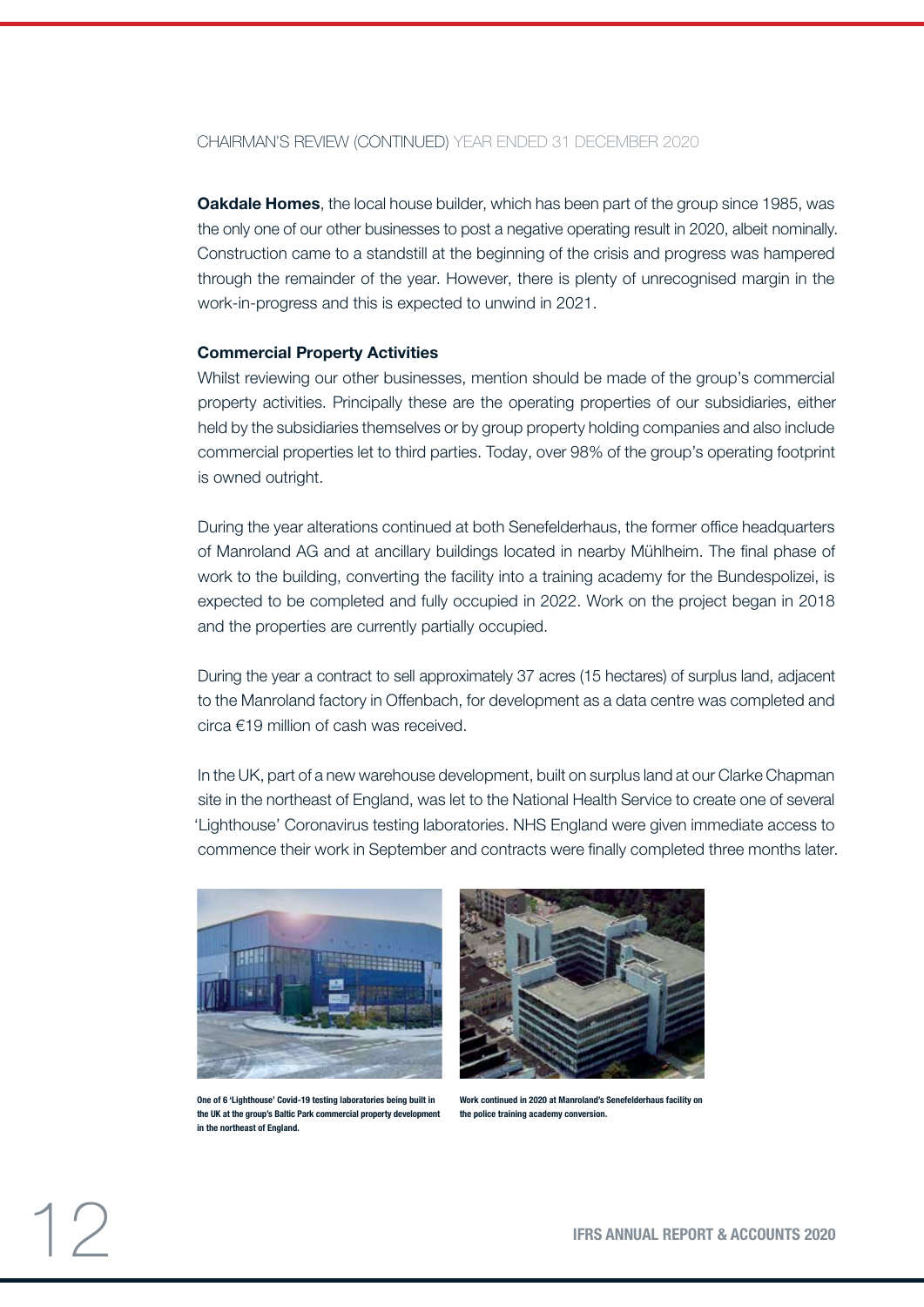CHAIRMAN'S REVIEW (CONTINUED) YEAR ENDED 31 DECEMBER 2020

**Oakdale Homes**, the local house builder, which has been part of the group since 1985, was the only one of our other businesses to post a negative operating result in 2020, albeit nominally. Construction came to a standstill at the beginning of the crisis and progress was hampered through the remainder of the year. However, there is plenty of unrecognised margin in the work-in-progress and this is expected to unwind in 2021.

**Commercial Property Activities**

Whilst reviewing our other businesses, mention should be made of the group's commercial property activities. Principally these are the operating properties of our subsidiaries, either held by the subsidiaries themselves or by group property holding companies and also include commercial properties let to third parties. Today, over 98% of the group's operating footprint is owned outright.

During the year alterations continued at both Senefelderhaus, the former office headquarters of Manroland AG and at ancillary buildings located in nearby Mühlheim. The final phase of work to the building, converting the facility into a training academy for the Bundespolizei, is expected to be completed and fully occupied in 2022. Work on the project began in 2018 and the properties are currently partially occupied.

During the year a contract to sell approximately 37 acres (15 hectares) of surplus land, adjacent to the Manroland factory in Offenbach, for development as a data centre was completed and circa €19 million of cash was received.

In the UK, part of a new warehouse development, built on surplus land at our Clarke Chapman site in the northeast of England, was let to the National Health Service to create one of several 'Lighthouse' Coronavirus testing laboratories. NHS England were given immediate access to commence their work in September and contracts were finally completed three months later.

One of 6 'Lighthouse' Covid-19 testing laboratories being built in the UK at the group's Baltic Park commercial property development in the northeast of England.

Work continued in 2020 at Manroland's Senefelderhaus facility on the police training academy conversion.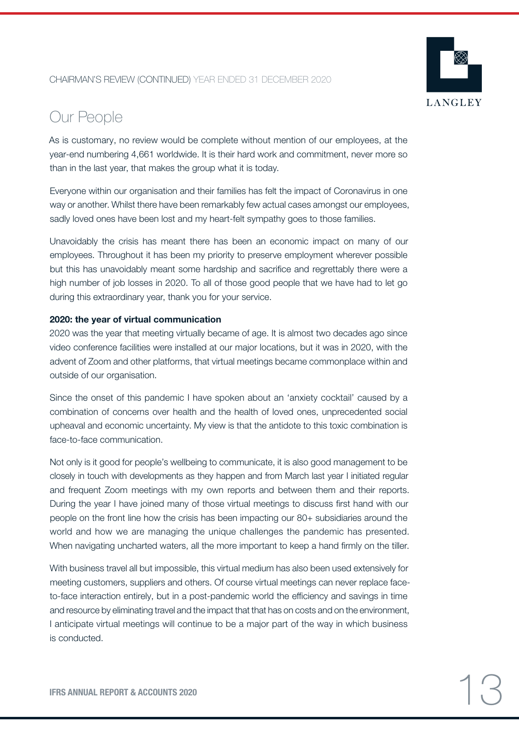## Our People

As is customary, no review would be complete without mention of our employees, at the year-end numbering 4,661 worldwide. It is their hard work and commitment, never more so than in the last year, that makes the group what it is today.

Everyone within our organisation and their families has felt the impact of Coronavirus in one way or another. Whilst there have been remarkably few actual cases amongst our employees, sadly loved ones have been lost and my heart-felt sympathy goes to those families.

Unavoidably the crisis has meant there has been an economic impact on many of our employees. Throughout it has been my priority to preserve employment wherever possible but this has unavoidably meant some hardship and sacrifice and regrettably there were a high number of job losses in 2020. To all of those good people that we have had to let go during this extraordinary year, thank you for your service.

**2020: the year of virtual communication**

2020 was the year that meeting virtually became of age. It is almost two decades ago since video conference facilities were installed at our major locations, but it was in 2020, with the advent of Zoom and other platforms, that virtual meetings became commonplace within and outside of our organisation.

Since the onset of this pandemic I have spoken about an 'anxiety cocktail' caused by a combination of concerns over health and the health of loved ones, unprecedented social upheaval and economic uncertainty. My view is that the antidote to this toxic combination is face-to-face communication.

Not only is it good for people's wellbeing to communicate, it is also good management to be closely in touch with developments as they happen and from March last year I initiated regular and frequent Zoom meetings with my own reports and between them and their reports. During the year I have joined many of those virtual meetings to discuss first hand with our people on the front line how the crisis has been impacting our 80+ subsidiaries around the world and how we are managing the unique challenges the pandemic has presented. When navigating uncharted waters, all the more important to keep a hand firmly on the tiller.

With business travel all but impossible, this virtual medium has also been used extensively for meeting customers, suppliers and others. Of course virtual meetings can never replace face-to-face interaction entirely, but in a post-pandemic world the efficiency and savings in time and resource by eliminating travel and the impact that that has on costs and on the environment, I anticipate virtual meetings will continue to be a major part of the way in which business is conducted.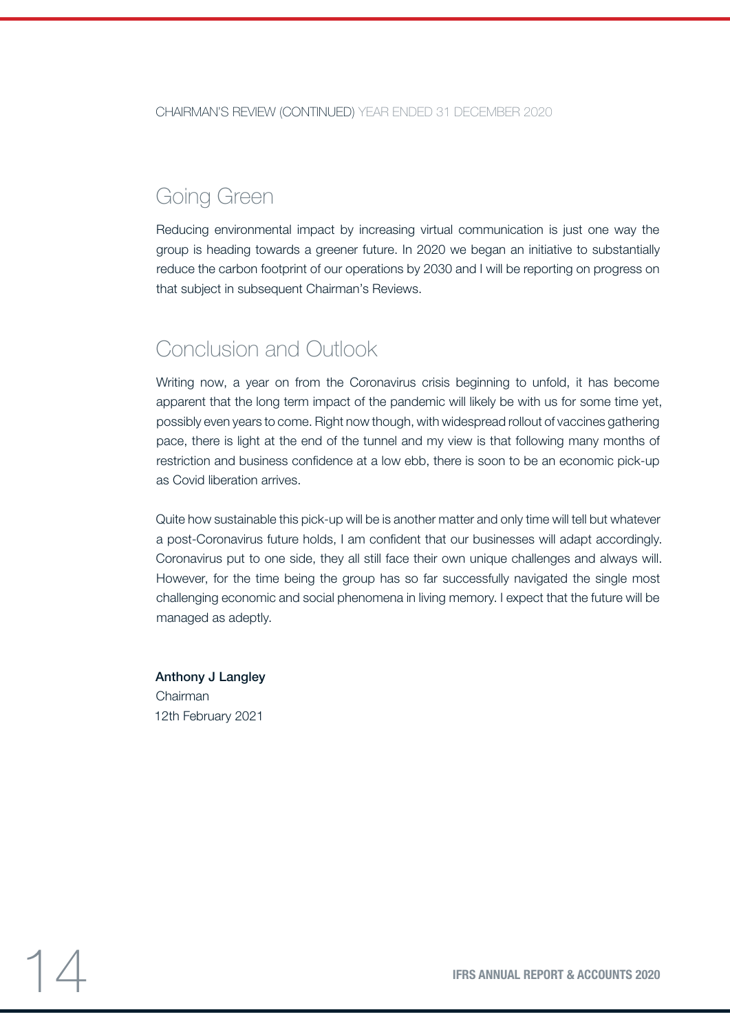## Going Green

Reducing environmental impact by increasing virtual communication is just one way the group is heading towards a greener future. In 2020 we began an initiative to substantially reduce the carbon footprint of our operations by 2030 and I will be reporting on progress on that subject in subsequent Chairman's Reviews.

## Conclusion and Outlook

Writing now, a year on from the Coronavirus crisis beginning to unfold, it has become apparent that the long term impact of the pandemic will likely be with us for some time yet, possibly even years to come. Right now though, with widespread rollout of vaccines gathering pace, there is light at the end of the tunnel and my view is that following many months of restriction and business confidence at a low ebb, there is soon to be an economic pick-up as Covid liberation arrives.

Quite how sustainable this pick-up will be is another matter and only time will tell but whatever a post-Coronavirus future holds, I am confident that our businesses will adapt accordingly. Coronavirus put to one side, they all still face their own unique challenges and always will. However, for the time being the group has so far successfully navigated the single most challenging economic and social phenomena in living memory. I expect that the future will be managed as adeptly.

**Anthony J Langley**
Chairman
12th February 2021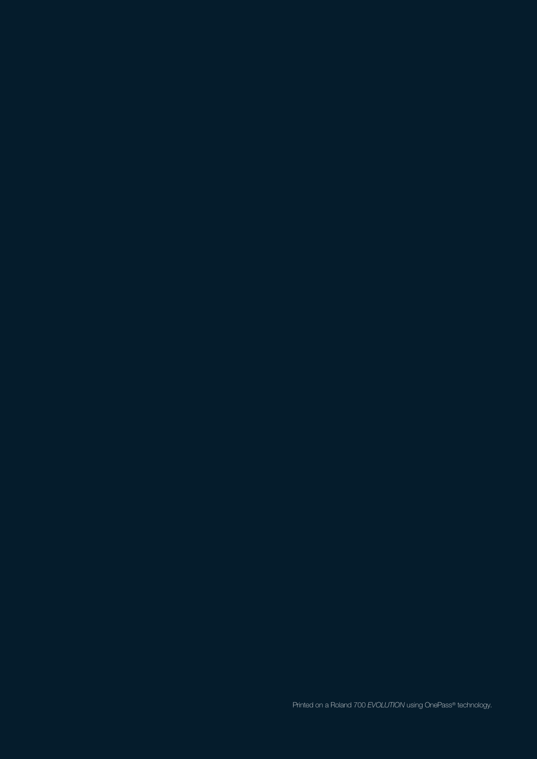Printed on a Roland 700 *EVOLUTION* using OnePass® technology.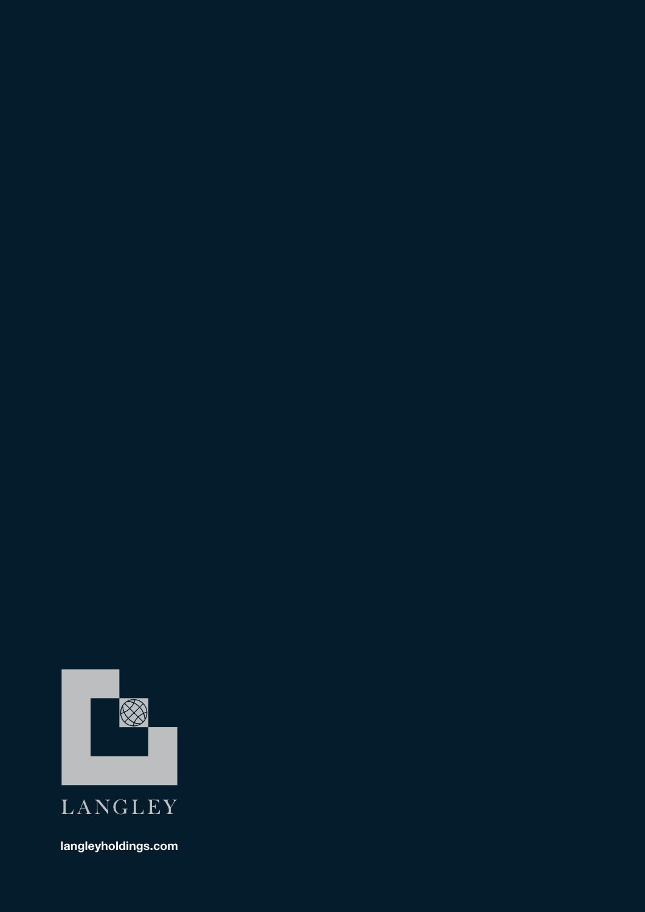LANGLEY

langleyholdings.com